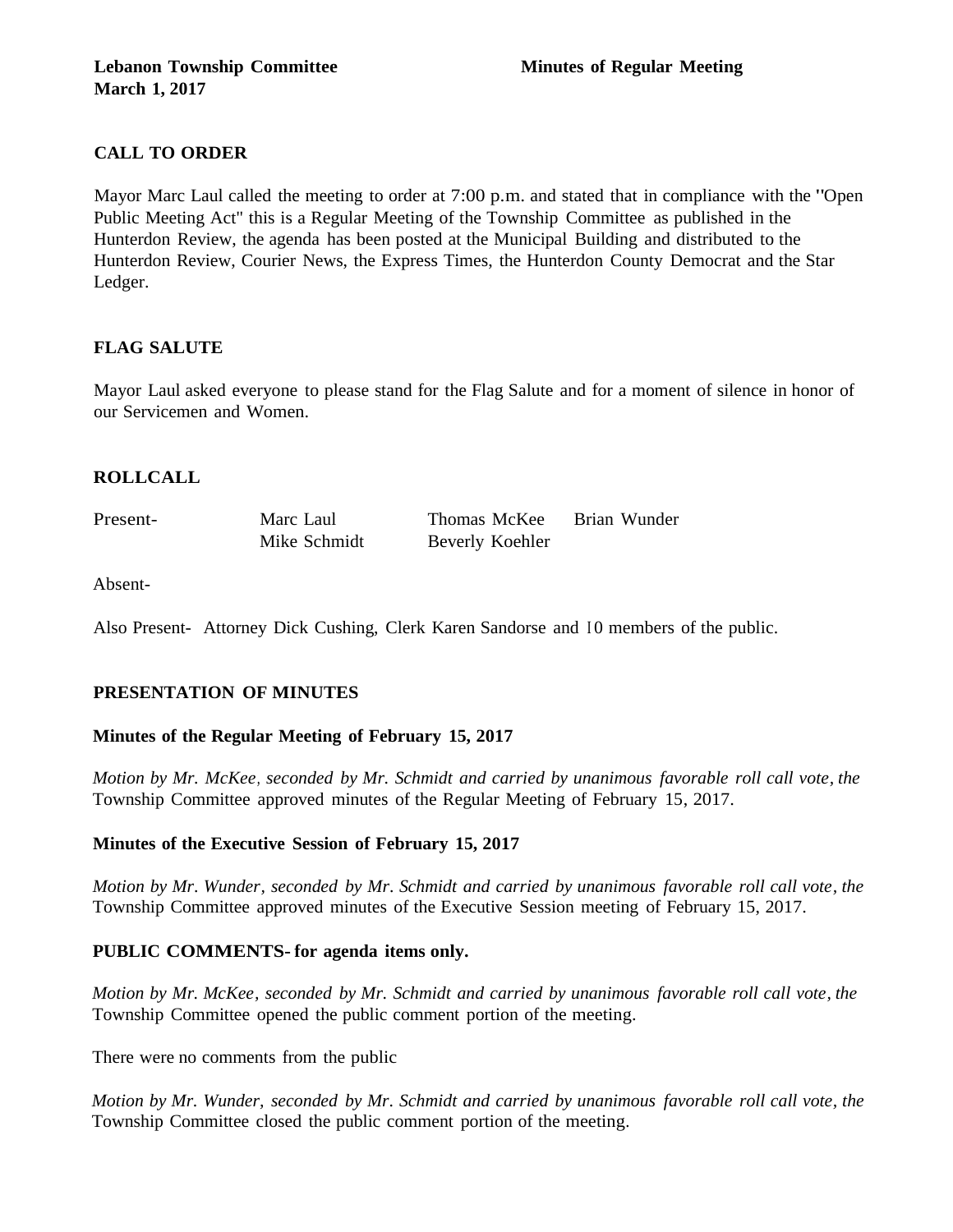**Lebanon Township Committee** **Minutes of Regular Meeting**
**March 1, 2017**

## CALL TO ORDER

Mayor Marc Laul called the meeting to order at 7:00 p.m. and stated that in compliance with the "Open Public Meeting Act" this is a Regular Meeting of the Township Committee as published in the Hunterdon Review, the agenda has been posted at the Municipal Building and distributed to the Hunterdon Review, Courier News, the Express Times, the Hunterdon County Democrat and the Star Ledger.

## FLAG SALUTE

Mayor Laul asked everyone to please stand for the Flag Salute and for a moment of silence in honor of our Servicemen and Women.

## ROLLCALL

| Present- | Marc Laul | Thomas McKee | Brian Wunder |
|---|---|---|---|
| | Mike Schmidt | Beverly Koehler | |

Absent-

Also Present- Attorney Dick Cushing, Clerk Karen Sandorse and 10 members of the public.

## PRESENTATION OF MINUTES

### Minutes of the Regular Meeting of February 15, 2017

*Motion by Mr. McKee, seconded by Mr. Schmidt and carried by unanimous favorable roll call vote, the* Township Committee approved minutes of the Regular Meeting of February 15, 2017.

### Minutes of the Executive Session of February 15, 2017

*Motion by Mr. Wunder, seconded by Mr. Schmidt and carried by unanimous favorable roll call vote, the* Township Committee approved minutes of the Executive Session meeting of February 15, 2017.

## PUBLIC COMMENTS- for agenda items only.

*Motion by Mr. McKee, seconded by Mr. Schmidt and carried by unanimous favorable roll call vote, the* Township Committee opened the public comment portion of the meeting.

There were no comments from the public

*Motion by Mr. Wunder, seconded by Mr. Schmidt and carried by unanimous favorable roll call vote, the* Township Committee closed the public comment portion of the meeting.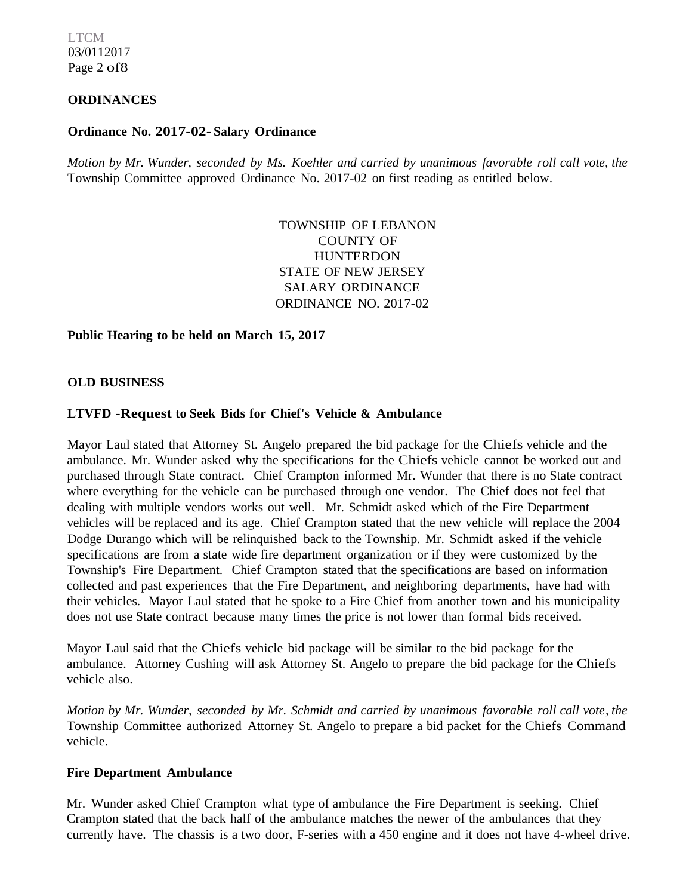## ORDINANCES

### Ordinance No. 2017-02- Salary Ordinance

*Motion by Mr. Wunder, seconded by Ms. Koehler and carried by unanimous favorable roll call vote, the* Township Committee approved Ordinance No. 2017-02 on first reading as entitled below.

TOWNSHIP OF LEBANON
COUNTY OF
HUNTERDON
STATE OF NEW JERSEY
SALARY ORDINANCE
ORDINANCE NO. 2017-02

**Public Hearing to be held on March 15, 2017**

## OLD BUSINESS

### LTVFD -Request to Seek Bids for Chief's Vehicle & Ambulance

Mayor Laul stated that Attorney St. Angelo prepared the bid package for the Chiefs vehicle and the ambulance. Mr. Wunder asked why the specifications for the Chiefs vehicle cannot be worked out and purchased through State contract. Chief Crampton informed Mr. Wunder that there is no State contract where everything for the vehicle can be purchased through one vendor. The Chief does not feel that dealing with multiple vendors works out well. Mr. Schmidt asked which of the Fire Department vehicles will be replaced and its age. Chief Crampton stated that the new vehicle will replace the 2004 Dodge Durango which will be relinquished back to the Township. Mr. Schmidt asked if the vehicle specifications are from a state wide fire department organization or if they were customized by the Township's Fire Department. Chief Crampton stated that the specifications are based on information collected and past experiences that the Fire Department, and neighboring departments, have had with their vehicles. Mayor Laul stated that he spoke to a Fire Chief from another town and his municipality does not use State contract because many times the price is not lower than formal bids received.

Mayor Laul said that the Chiefs vehicle bid package will be similar to the bid package for the ambulance. Attorney Cushing will ask Attorney St. Angelo to prepare the bid package for the Chiefs vehicle also.

*Motion by Mr. Wunder, seconded by Mr. Schmidt and carried by unanimous favorable roll call vote, the* Township Committee authorized Attorney St. Angelo to prepare a bid packet for the Chiefs Command vehicle.

### Fire Department Ambulance

Mr. Wunder asked Chief Crampton what type of ambulance the Fire Department is seeking. Chief Crampton stated that the back half of the ambulance matches the newer of the ambulances that they currently have. The chassis is a two door, F-series with a 450 engine and it does not have 4-wheel drive.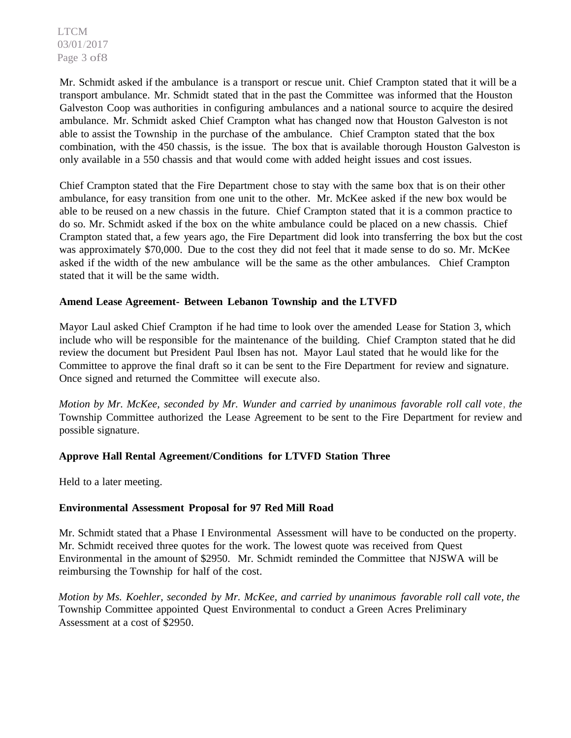Mr. Schmidt asked if the ambulance is a transport or rescue unit. Chief Crampton stated that it will be a transport ambulance. Mr. Schmidt stated that in the past the Committee was informed that the Houston Galveston Coop was authorities in configuring ambulances and a national source to acquire the desired ambulance. Mr. Schmidt asked Chief Crampton what has changed now that Houston Galveston is not able to assist the Township in the purchase of the ambulance. Chief Crampton stated that the box combination, with the 450 chassis, is the issue. The box that is available thorough Houston Galveston is only available in a 550 chassis and that would come with added height issues and cost issues.

Chief Crampton stated that the Fire Department chose to stay with the same box that is on their other ambulance, for easy transition from one unit to the other. Mr. McKee asked if the new box would be able to be reused on a new chassis in the future. Chief Crampton stated that it is a common practice to do so. Mr. Schmidt asked if the box on the white ambulance could be placed on a new chassis. Chief Crampton stated that, a few years ago, the Fire Department did look into transferring the box but the cost was approximately $70,000. Due to the cost they did not feel that it made sense to do so. Mr. McKee asked if the width of the new ambulance will be the same as the other ambulances. Chief Crampton stated that it will be the same width.

**Amend Lease Agreement- Between Lebanon Township and the LTVFD**

Mayor Laul asked Chief Crampton if he had time to look over the amended Lease for Station 3, which include who will be responsible for the maintenance of the building. Chief Crampton stated that he did review the document but President Paul Ibsen has not. Mayor Laul stated that he would like for the Committee to approve the final draft so it can be sent to the Fire Department for review and signature. Once signed and returned the Committee will execute also.

*Motion by Mr. McKee, seconded by Mr. Wunder and carried by unanimous favorable roll call vote, the* Township Committee authorized the Lease Agreement to be sent to the Fire Department for review and possible signature.

**Approve Hall Rental Agreement/Conditions for LTVFD Station Three**

Held to a later meeting.

**Environmental Assessment Proposal for 97 Red Mill Road**

Mr. Schmidt stated that a Phase I Environmental Assessment will have to be conducted on the property. Mr. Schmidt received three quotes for the work. The lowest quote was received from Quest Environmental in the amount of $2950. Mr. Schmidt reminded the Committee that NJSWA will be reimbursing the Township for half of the cost.

*Motion by Ms. Koehler, seconded by Mr. McKee, and carried by unanimous favorable roll call vote, the* Township Committee appointed Quest Environmental to conduct a Green Acres Preliminary Assessment at a cost of $2950.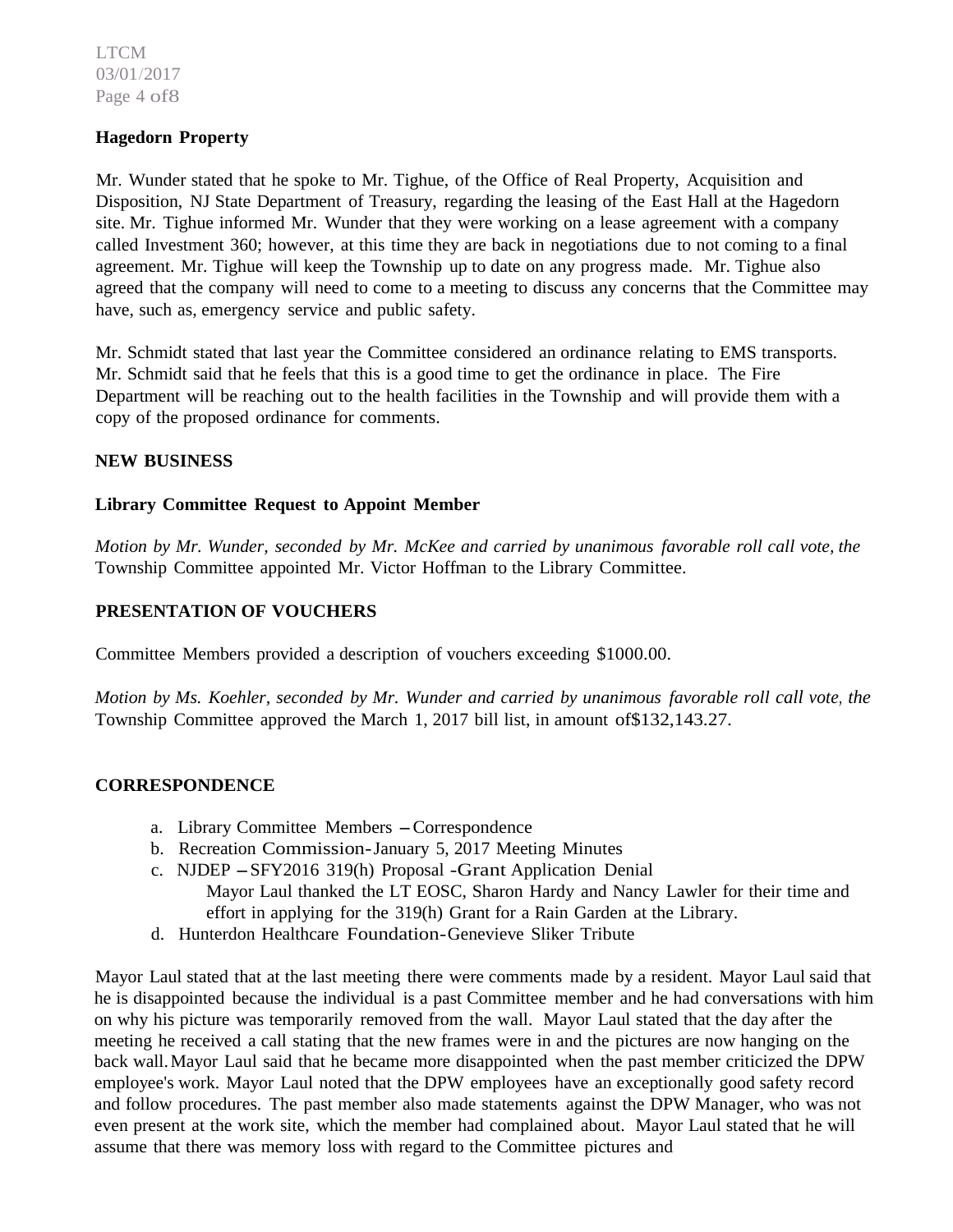**Hagedorn Property**

Mr. Wunder stated that he spoke to Mr. Tighue, of the Office of Real Property, Acquisition and Disposition, NJ State Department of Treasury, regarding the leasing of the East Hall at the Hagedorn site. Mr. Tighue informed Mr. Wunder that they were working on a lease agreement with a company called Investment 360; however, at this time they are back in negotiations due to not coming to a final agreement. Mr. Tighue will keep the Township up to date on any progress made. Mr. Tighue also agreed that the company will need to come to a meeting to discuss any concerns that the Committee may have, such as, emergency service and public safety.

Mr. Schmidt stated that last year the Committee considered an ordinance relating to EMS transports. Mr. Schmidt said that he feels that this is a good time to get the ordinance in place. The Fire Department will be reaching out to the health facilities in the Township and will provide them with a copy of the proposed ordinance for comments.

**NEW BUSINESS**

**Library Committee Request to Appoint Member**

*Motion by Mr. Wunder, seconded by Mr. McKee and carried by unanimous favorable roll call vote, the* Township Committee appointed Mr. Victor Hoffman to the Library Committee.

**PRESENTATION OF VOUCHERS**

Committee Members provided a description of vouchers exceeding $1000.00.

*Motion by Ms. Koehler, seconded by Mr. Wunder and carried by unanimous favorable roll call vote, the* Township Committee approved the March 1, 2017 bill list, in amount of$132,143.27.

**CORRESPONDENCE**

a. Library Committee Members – Correspondence
b. Recreation Commission-January 5, 2017 Meeting Minutes
c. NJDEP – SFY2016 319(h) Proposal -Grant Application Denial
   Mayor Laul thanked the LT EOSC, Sharon Hardy and Nancy Lawler for their time and effort in applying for the 319(h) Grant for a Rain Garden at the Library.
d. Hunterdon Healthcare Foundation-Genevieve Sliker Tribute

Mayor Laul stated that at the last meeting there were comments made by a resident. Mayor Laul said that he is disappointed because the individual is a past Committee member and he had conversations with him on why his picture was temporarily removed from the wall. Mayor Laul stated that the day after the meeting he received a call stating that the new frames were in and the pictures are now hanging on the back wall. Mayor Laul said that he became more disappointed when the past member criticized the DPW employee's work. Mayor Laul noted that the DPW employees have an exceptionally good safety record and follow procedures. The past member also made statements against the DPW Manager, who was not even present at the work site, which the member had complained about. Mayor Laul stated that he will assume that there was memory loss with regard to the Committee pictures and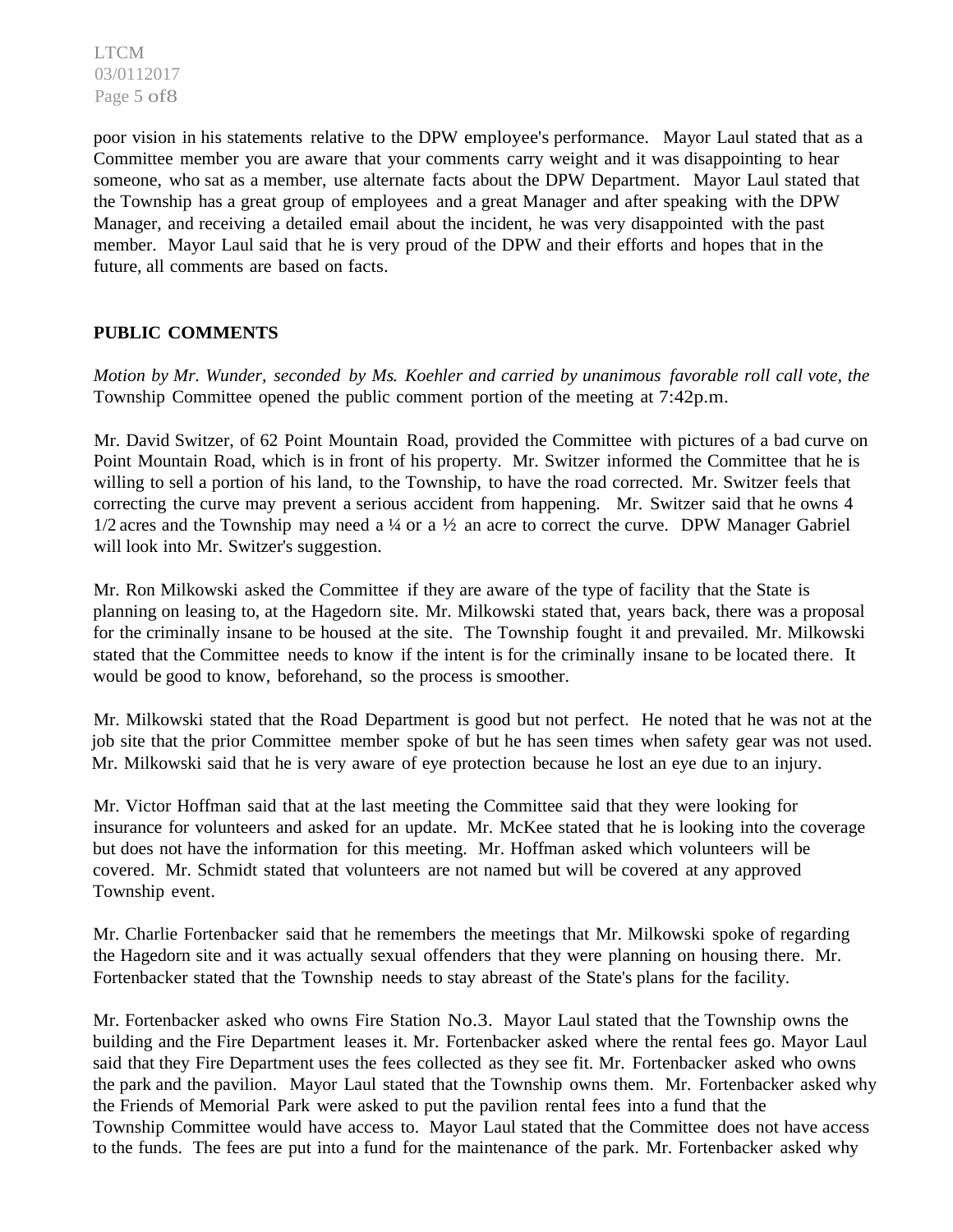poor vision in his statements relative to the DPW employee's performance. Mayor Laul stated that as a Committee member you are aware that your comments carry weight and it was disappointing to hear someone, who sat as a member, use alternate facts about the DPW Department. Mayor Laul stated that the Township has a great group of employees and a great Manager and after speaking with the DPW Manager, and receiving a detailed email about the incident, he was very disappointed with the past member. Mayor Laul said that he is very proud of the DPW and their efforts and hopes that in the future, all comments are based on facts.

**PUBLIC COMMENTS**

*Motion by Mr. Wunder, seconded by Ms. Koehler and carried by unanimous favorable roll call vote, the* Township Committee opened the public comment portion of the meeting at 7:42p.m.

Mr. David Switzer, of 62 Point Mountain Road, provided the Committee with pictures of a bad curve on Point Mountain Road, which is in front of his property. Mr. Switzer informed the Committee that he is willing to sell a portion of his land, to the Township, to have the road corrected. Mr. Switzer feels that correcting the curve may prevent a serious accident from happening. Mr. Switzer said that he owns 4 1/2 acres and the Township may need a ¼ or a ½ an acre to correct the curve. DPW Manager Gabriel will look into Mr. Switzer's suggestion.

Mr. Ron Milkowski asked the Committee if they are aware of the type of facility that the State is planning on leasing to, at the Hagedorn site. Mr. Milkowski stated that, years back, there was a proposal for the criminally insane to be housed at the site. The Township fought it and prevailed. Mr. Milkowski stated that the Committee needs to know if the intent is for the criminally insane to be located there. It would be good to know, beforehand, so the process is smoother.

Mr. Milkowski stated that the Road Department is good but not perfect. He noted that he was not at the job site that the prior Committee member spoke of but he has seen times when safety gear was not used. Mr. Milkowski said that he is very aware of eye protection because he lost an eye due to an injury.

Mr. Victor Hoffman said that at the last meeting the Committee said that they were looking for insurance for volunteers and asked for an update. Mr. McKee stated that he is looking into the coverage but does not have the information for this meeting. Mr. Hoffman asked which volunteers will be covered. Mr. Schmidt stated that volunteers are not named but will be covered at any approved Township event.

Mr. Charlie Fortenbacker said that he remembers the meetings that Mr. Milkowski spoke of regarding the Hagedorn site and it was actually sexual offenders that they were planning on housing there. Mr. Fortenbacker stated that the Township needs to stay abreast of the State's plans for the facility.

Mr. Fortenbacker asked who owns Fire Station No.3. Mayor Laul stated that the Township owns the building and the Fire Department leases it. Mr. Fortenbacker asked where the rental fees go. Mayor Laul said that they Fire Department uses the fees collected as they see fit. Mr. Fortenbacker asked who owns the park and the pavilion. Mayor Laul stated that the Township owns them. Mr. Fortenbacker asked why the Friends of Memorial Park were asked to put the pavilion rental fees into a fund that the Township Committee would have access to. Mayor Laul stated that the Committee does not have access to the funds. The fees are put into a fund for the maintenance of the park. Mr. Fortenbacker asked why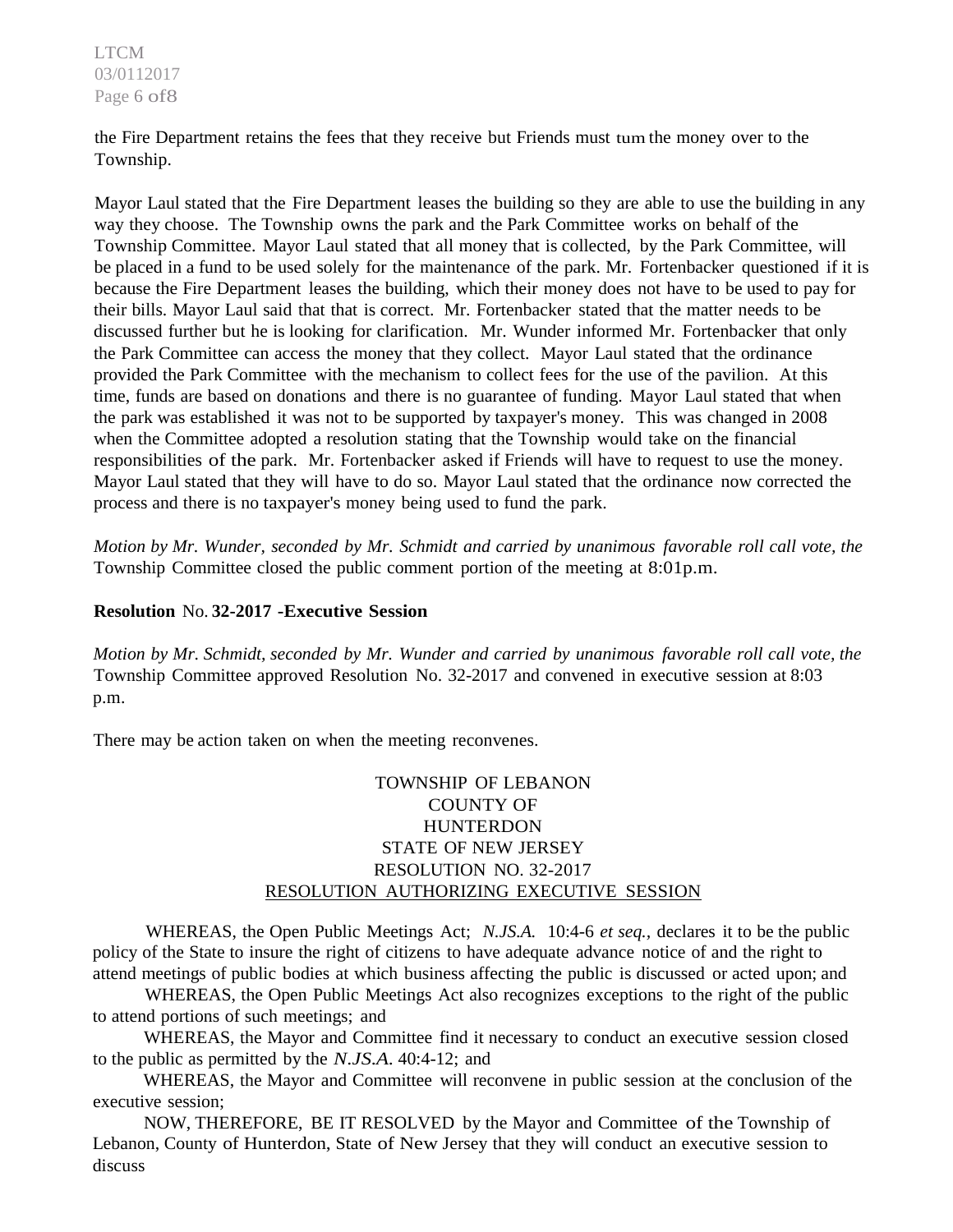the Fire Department retains the fees that they receive but Friends must tum the money over to the Township.

Mayor Laul stated that the Fire Department leases the building so they are able to use the building in any way they choose. The Township owns the park and the Park Committee works on behalf of the Township Committee. Mayor Laul stated that all money that is collected, by the Park Committee, will be placed in a fund to be used solely for the maintenance of the park. Mr. Fortenbacker questioned if it is because the Fire Department leases the building, which their money does not have to be used to pay for their bills. Mayor Laul said that that is correct. Mr. Fortenbacker stated that the matter needs to be discussed further but he is looking for clarification. Mr. Wunder informed Mr. Fortenbacker that only the Park Committee can access the money that they collect. Mayor Laul stated that the ordinance provided the Park Committee with the mechanism to collect fees for the use of the pavilion. At this time, funds are based on donations and there is no guarantee of funding. Mayor Laul stated that when the park was established it was not to be supported by taxpayer's money. This was changed in 2008 when the Committee adopted a resolution stating that the Township would take on the financial responsibilities of the park. Mr. Fortenbacker asked if Friends will have to request to use the money. Mayor Laul stated that they will have to do so. Mayor Laul stated that the ordinance now corrected the process and there is no taxpayer's money being used to fund the park.

*Motion by Mr. Wunder, seconded by Mr. Schmidt and carried by unanimous favorable roll call vote, the* Township Committee closed the public comment portion of the meeting at 8:01p.m.

**Resolution** No. **32-2017 -Executive Session**

*Motion by Mr. Schmidt, seconded by Mr. Wunder and carried by unanimous favorable roll call vote, the* Township Committee approved Resolution No. 32-2017 and convened in executive session at 8:03 p.m.

There may be action taken on when the meeting reconvenes.

TOWNSHIP OF LEBANON
COUNTY OF
HUNTERDON
STATE OF NEW JERSEY
RESOLUTION NO. 32-2017
RESOLUTION AUTHORIZING EXECUTIVE SESSION

WHEREAS, the Open Public Meetings Act; *N.JS.A.* 10:4-6 *et seq.*, declares it to be the public policy of the State to insure the right of citizens to have adequate advance notice of and the right to attend meetings of public bodies at which business affecting the public is discussed or acted upon; and

WHEREAS, the Open Public Meetings Act also recognizes exceptions to the right of the public to attend portions of such meetings; and

WHEREAS, the Mayor and Committee find it necessary to conduct an executive session closed to the public as permitted by the *N.JS.A.* 40:4-12; and

WHEREAS, the Mayor and Committee will reconvene in public session at the conclusion of the executive session;

NOW, THEREFORE, BE IT RESOLVED by the Mayor and Committee of the Township of Lebanon, County of Hunterdon, State of New Jersey that they will conduct an executive session to discuss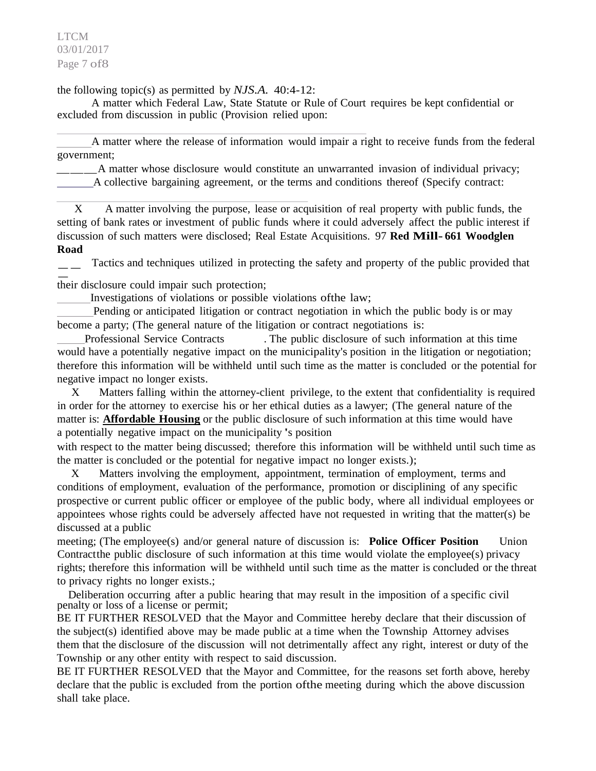the following topic(s) as permitted by *NJS.A.* 40:4-12:

A matter which Federal Law, State Statute or Rule of Court requires be kept confidential or excluded from discussion in public (Provision relied upon:

______A matter where the release of information would impair a right to receive funds from the federal government;

______A matter whose disclosure would constitute an unwarranted invasion of individual privacy;

______A collective bargaining agreement, or the terms and conditions thereof (Specify contract:

X A matter involving the purpose, lease or acquisition of real property with public funds, the setting of bank rates or investment of public funds where it could adversely affect the public interest if discussion of such matters were disclosed; Real Estate Acquisitions. 97 **Red Mill- 661 Woodglen Road**

___ Tactics and techniques utilized in protecting the safety and property of the public provided that their disclosure could impair such protection;

______Investigations of violations or possible violations ofthe law;

______Pending or anticipated litigation or contract negotiation in which the public body is or may become a party; (The general nature of the litigation or contract negotiations is:

_____Professional Service Contracts . The public disclosure of such information at this time would have a potentially negative impact on the municipality's position in the litigation or negotiation; therefore this information will be withheld until such time as the matter is concluded or the potential for negative impact no longer exists.

X Matters falling within the attorney-client privilege, to the extent that confidentiality is required in order for the attorney to exercise his or her ethical duties as a lawyer; (The general nature of the matter is: **Affordable Housing** or the public disclosure of such information at this time would have a potentially negative impact on the municipality's position with respect to the matter being discussed; therefore this information will be withheld until such time as the matter is concluded or the potential for negative impact no longer exists.);

X Matters involving the employment, appointment, termination of employment, terms and conditions of employment, evaluation of the performance, promotion or disciplining of any specific prospective or current public officer or employee of the public body, where all individual employees or appointees whose rights could be adversely affected have not requested in writing that the matter(s) be discussed at a public meeting; (The employee(s) and/or general nature of discussion is: **Police Officer Position** Union Contractthe public disclosure of such information at this time would violate the employee(s) privacy rights; therefore this information will be withheld until such time as the matter is concluded or the threat to privacy rights no longer exists.;

Deliberation occurring after a public hearing that may result in the imposition of a specific civil penalty or loss of a license or permit;

BE IT FURTHER RESOLVED that the Mayor and Committee hereby declare that their discussion of the subject(s) identified above may be made public at a time when the Township Attorney advises them that the disclosure of the discussion will not detrimentally affect any right, interest or duty of the Township or any other entity with respect to said discussion.

BE IT FURTHER RESOLVED that the Mayor and Committee, for the reasons set forth above, hereby declare that the public is excluded from the portion ofthe meeting during which the above discussion shall take place.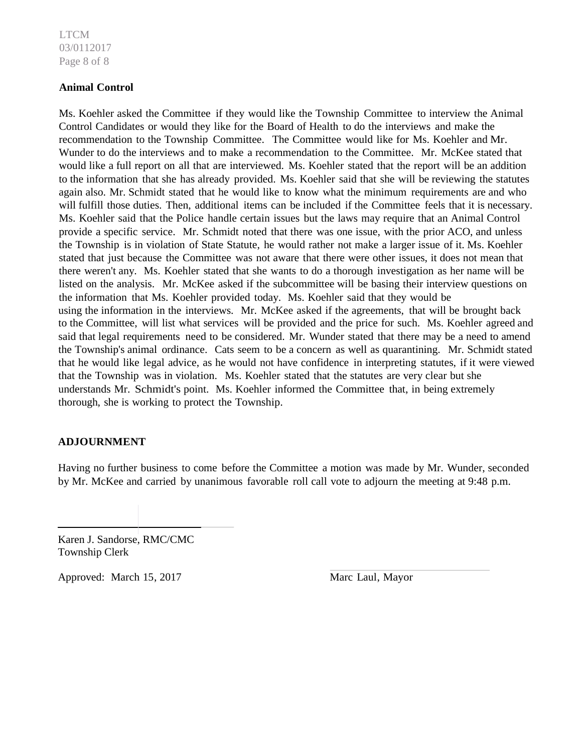**Animal Control**

Ms. Koehler asked the Committee if they would like the Township Committee to interview the Animal Control Candidates or would they like for the Board of Health to do the interviews and make the recommendation to the Township Committee. The Committee would like for Ms. Koehler and Mr. Wunder to do the interviews and to make a recommendation to the Committee. Mr. McKee stated that would like a full report on all that are interviewed. Ms. Koehler stated that the report will be an addition to the information that she has already provided. Ms. Koehler said that she will be reviewing the statutes again also. Mr. Schmidt stated that he would like to know what the minimum requirements are and who will fulfill those duties. Then, additional items can be included if the Committee feels that it is necessary. Ms. Koehler said that the Police handle certain issues but the laws may require that an Animal Control provide a specific service. Mr. Schmidt noted that there was one issue, with the prior ACO, and unless the Township is in violation of State Statute, he would rather not make a larger issue of it. Ms. Koehler stated that just because the Committee was not aware that there were other issues, it does not mean that there weren't any. Ms. Koehler stated that she wants to do a thorough investigation as her name will be listed on the analysis. Mr. McKee asked if the subcommittee will be basing their interview questions on the information that Ms. Koehler provided today. Ms. Koehler said that they would be using the information in the interviews. Mr. McKee asked if the agreements, that will be brought back to the Committee, will list what services will be provided and the price for such. Ms. Koehler agreed and said that legal requirements need to be considered. Mr. Wunder stated that there may be a need to amend the Township's animal ordinance. Cats seem to be a concern as well as quarantining. Mr. Schmidt stated that he would like legal advice, as he would not have confidence in interpreting statutes, if it were viewed that the Township was in violation. Ms. Koehler stated that the statutes are very clear but she understands Mr. Schmidt's point. Ms. Koehler informed the Committee that, in being extremely thorough, she is working to protect the Township.

**ADJOURNMENT**

Having no further business to come before the Committee a motion was made by Mr. Wunder, seconded by Mr. McKee and carried by unanimous favorable roll call vote to adjourn the meeting at 9:48 p.m.

Karen J. Sandorse, RMC/CMC
Township Clerk

Approved: March 15, 2017

Marc Laul, Mayor